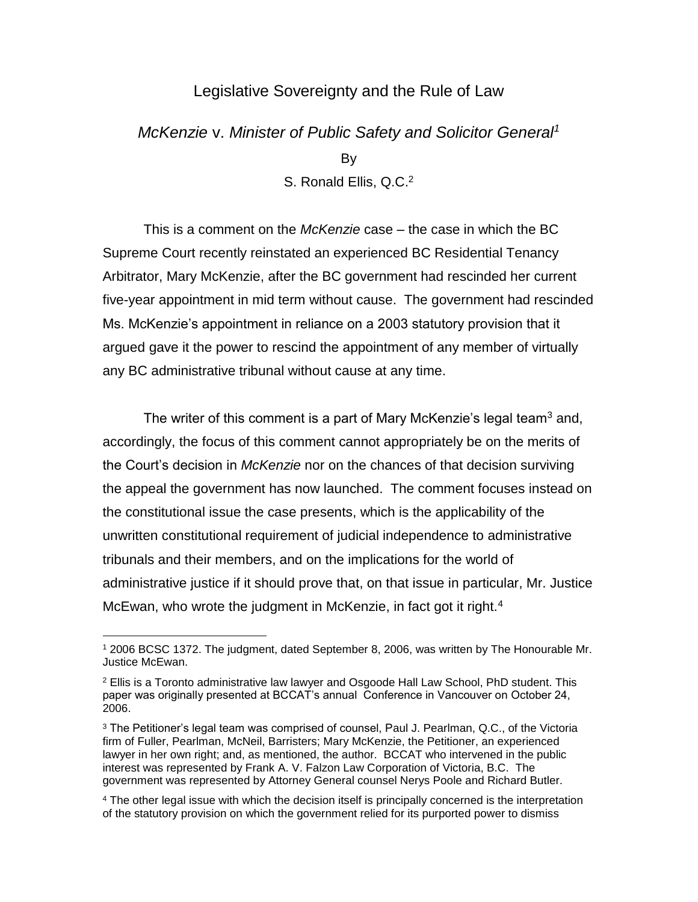# Legislative Sovereignty and the Rule of Law

## *McKenzie* v. *Minister of Public Safety and Solicitor General*[1]

By

S. Ronald Ellis, Q.C.[2]

This is a comment on the *McKenzie* case – the case in which the BC Supreme Court recently reinstated an experienced BC Residential Tenancy Arbitrator, Mary McKenzie, after the BC government had rescinded her current five-year appointment in mid term without cause. The government had rescinded Ms. McKenzie's appointment in reliance on a 2003 statutory provision that it argued gave it the power to rescind the appointment of any member of virtually any BC administrative tribunal without cause at any time.

The writer of this comment is a part of Mary McKenzie's legal team[3] and, accordingly, the focus of this comment cannot appropriately be on the merits of the Court's decision in *McKenzie* nor on the chances of that decision surviving the appeal the government has now launched. The comment focuses instead on the constitutional issue the case presents, which is the applicability of the unwritten constitutional requirement of judicial independence to administrative tribunals and their members, and on the implications for the world of administrative justice if it should prove that, on that issue in particular, Mr. Justice McEwan, who wrote the judgment in McKenzie, in fact got it right.[4]

---

[1] 2006 BCSC 1372. The judgment, dated September 8, 2006, was written by The Honourable Mr. Justice McEwan.

[2] Ellis is a Toronto administrative law lawyer and Osgoode Hall Law School, PhD student. This paper was originally presented at BCCAT's annual Conference in Vancouver on October 24, 2006.

[3] The Petitioner's legal team was comprised of counsel, Paul J. Pearlman, Q.C., of the Victoria firm of Fuller, Pearlman, McNeil, Barristers; Mary McKenzie, the Petitioner, an experienced lawyer in her own right; and, as mentioned, the author. BCCAT who intervened in the public interest was represented by Frank A. V. Falzon Law Corporation of Victoria, B.C. The government was represented by Attorney General counsel Nerys Poole and Richard Butler.

[4] The other legal issue with which the decision itself is principally concerned is the interpretation of the statutory provision on which the government relied for its purported power to dismiss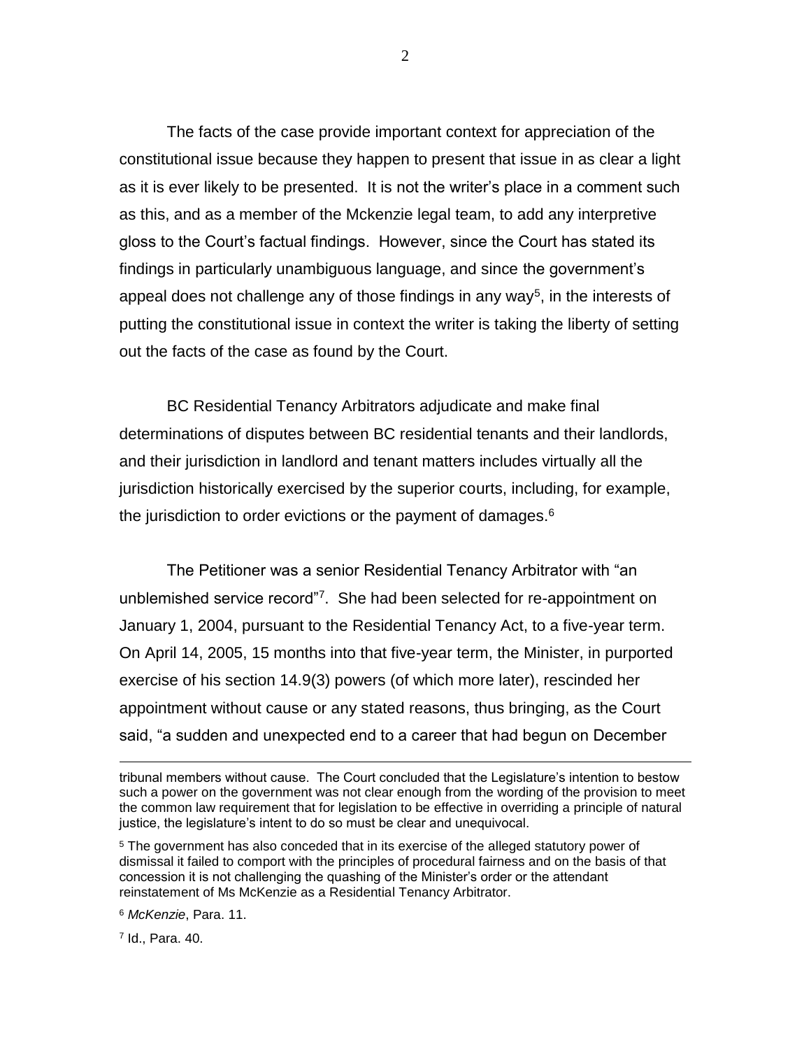The facts of the case provide important context for appreciation of the constitutional issue because they happen to present that issue in as clear a light as it is ever likely to be presented. It is not the writer's place in a comment such as this, and as a member of the Mckenzie legal team, to add any interpretive gloss to the Court's factual findings. However, since the Court has stated its findings in particularly unambiguous language, and since the government's appeal does not challenge any of those findings in any way[5], in the interests of putting the constitutional issue in context the writer is taking the liberty of setting out the facts of the case as found by the Court.

BC Residential Tenancy Arbitrators adjudicate and make final determinations of disputes between BC residential tenants and their landlords, and their jurisdiction in landlord and tenant matters includes virtually all the jurisdiction historically exercised by the superior courts, including, for example, the jurisdiction to order evictions or the payment of damages.[6]

The Petitioner was a senior Residential Tenancy Arbitrator with "an unblemished service record"[7]. She had been selected for re-appointment on January 1, 2004, pursuant to the Residential Tenancy Act, to a five-year term. On April 14, 2005, 15 months into that five-year term, the Minister, in purported exercise of his section 14.9(3) powers (of which more later), rescinded her appointment without cause or any stated reasons, thus bringing, as the Court said, "a sudden and unexpected end to a career that had begun on December

---

tribunal members without cause. The Court concluded that the Legislature's intention to bestow such a power on the government was not clear enough from the wording of the provision to meet the common law requirement that for legislation to be effective in overriding a principle of natural justice, the legislature's intent to do so must be clear and unequivocal.

[5] The government has also conceded that in its exercise of the alleged statutory power of dismissal it failed to comport with the principles of procedural fairness and on the basis of that concession it is not challenging the quashing of the Minister's order or the attendant reinstatement of Ms McKenzie as a Residential Tenancy Arbitrator.

[6] *McKenzie*, Para. 11.

[7] Id., Para. 40.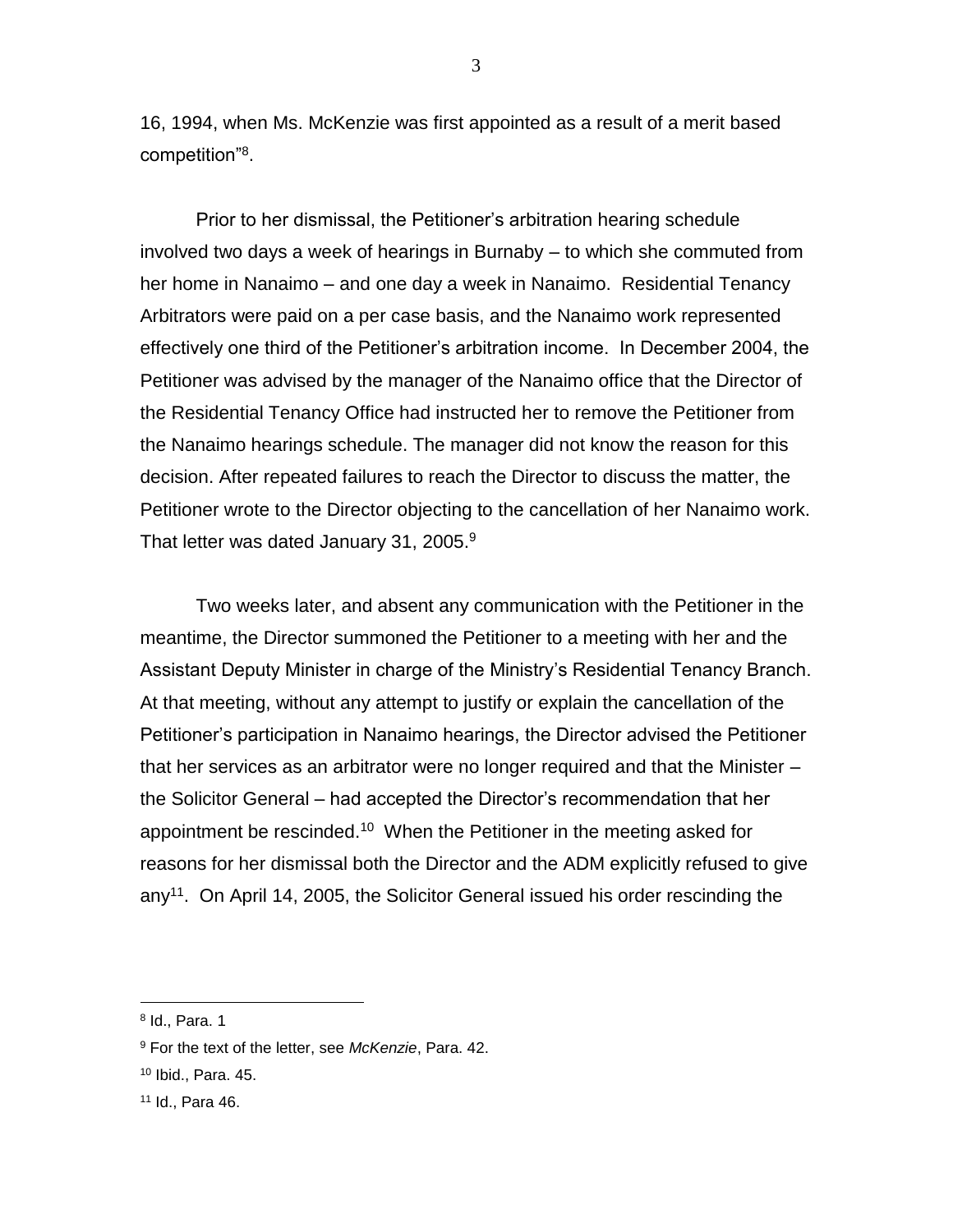16, 1994, when Ms. McKenzie was first appointed as a result of a merit based competition"[8].

Prior to her dismissal, the Petitioner's arbitration hearing schedule involved two days a week of hearings in Burnaby – to which she commuted from her home in Nanaimo – and one day a week in Nanaimo. Residential Tenancy Arbitrators were paid on a per case basis, and the Nanaimo work represented effectively one third of the Petitioner's arbitration income. In December 2004, the Petitioner was advised by the manager of the Nanaimo office that the Director of the Residential Tenancy Office had instructed her to remove the Petitioner from the Nanaimo hearings schedule. The manager did not know the reason for this decision. After repeated failures to reach the Director to discuss the matter, the Petitioner wrote to the Director objecting to the cancellation of her Nanaimo work. That letter was dated January 31, 2005.[9]

Two weeks later, and absent any communication with the Petitioner in the meantime, the Director summoned the Petitioner to a meeting with her and the Assistant Deputy Minister in charge of the Ministry's Residential Tenancy Branch. At that meeting, without any attempt to justify or explain the cancellation of the Petitioner's participation in Nanaimo hearings, the Director advised the Petitioner that her services as an arbitrator were no longer required and that the Minister – the Solicitor General – had accepted the Director's recommendation that her appointment be rescinded.[10] When the Petitioner in the meeting asked for reasons for her dismissal both the Director and the ADM explicitly refused to give any[11]. On April 14, 2005, the Solicitor General issued his order rescinding the

---

[8] Id., Para. 1

[9] For the text of the letter, see *McKenzie*, Para. 42.

[10] Ibid., Para. 45.

[11] Id., Para 46.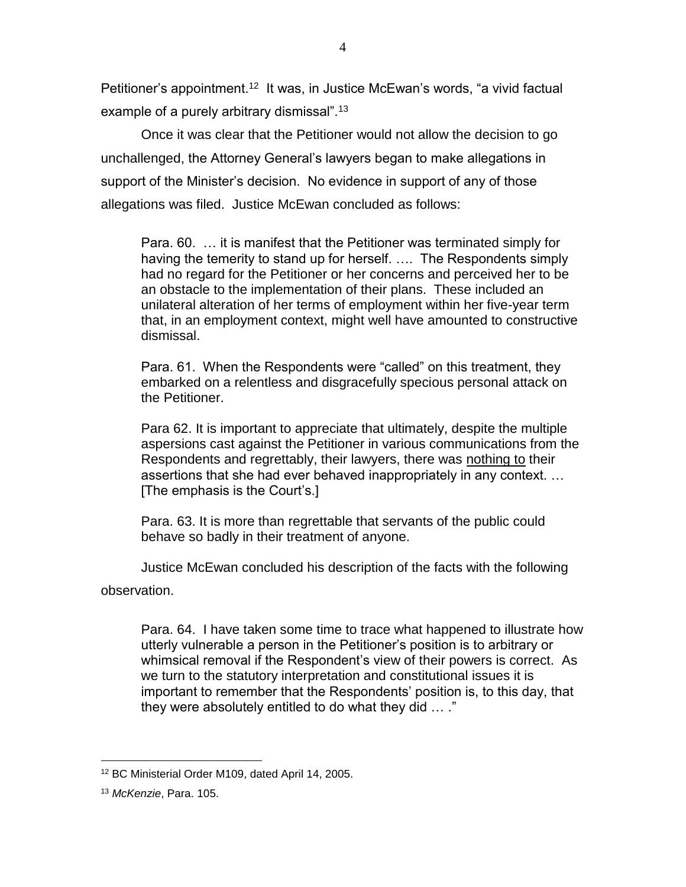Petitioner's appointment.[12] It was, in Justice McEwan's words, "a vivid factual example of a purely arbitrary dismissal".[13]

Once it was clear that the Petitioner would not allow the decision to go unchallenged, the Attorney General's lawyers began to make allegations in support of the Minister's decision. No evidence in support of any of those allegations was filed. Justice McEwan concluded as follows:

> Para. 60. … it is manifest that the Petitioner was terminated simply for having the temerity to stand up for herself. …. The Respondents simply had no regard for the Petitioner or her concerns and perceived her to be an obstacle to the implementation of their plans. These included an unilateral alteration of her terms of employment within her five-year term that, in an employment context, might well have amounted to constructive dismissal.
>
> Para. 61. When the Respondents were "called" on this treatment, they embarked on a relentless and disgracefully specious personal attack on the Petitioner.
>
> Para 62. It is important to appreciate that ultimately, despite the multiple aspersions cast against the Petitioner in various communications from the Respondents and regrettably, their lawyers, there was <u>nothing to</u> their assertions that she had ever behaved inappropriately in any context. … [The emphasis is the Court's.]
>
> Para. 63. It is more than regrettable that servants of the public could behave so badly in their treatment of anyone.

Justice McEwan concluded his description of the facts with the following observation.

> Para. 64. I have taken some time to trace what happened to illustrate how utterly vulnerable a person in the Petitioner's position is to arbitrary or whimsical removal if the Respondent's view of their powers is correct. As we turn to the statutory interpretation and constitutional issues it is important to remember that the Respondents' position is, to this day, that they were absolutely entitled to do what they did … ."

---

[12] BC Ministerial Order M109, dated April 14, 2005.

[13] *McKenzie*, Para. 105.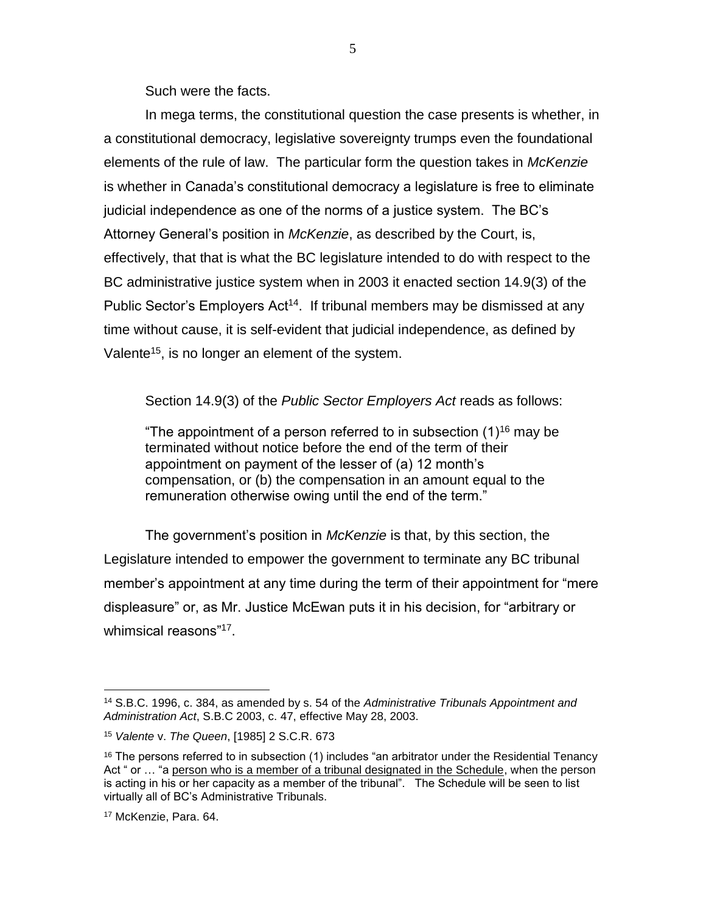Such were the facts.

In mega terms, the constitutional question the case presents is whether, in a constitutional democracy, legislative sovereignty trumps even the foundational elements of the rule of law. The particular form the question takes in *McKenzie* is whether in Canada's constitutional democracy a legislature is free to eliminate judicial independence as one of the norms of a justice system. The BC's Attorney General's position in *McKenzie*, as described by the Court, is, effectively, that that is what the BC legislature intended to do with respect to the BC administrative justice system when in 2003 it enacted section 14.9(3) of the Public Sector's Employers Act[14]. If tribunal members may be dismissed at any time without cause, it is self-evident that judicial independence, as defined by Valente[15], is no longer an element of the system.

Section 14.9(3) of the *Public Sector Employers Act* reads as follows:

> "The appointment of a person referred to in subsection (1)[16] may be terminated without notice before the end of the term of their appointment on payment of the lesser of (a) 12 month's compensation, or (b) the compensation in an amount equal to the remuneration otherwise owing until the end of the term."

The government's position in *McKenzie* is that, by this section, the Legislature intended to empower the government to terminate any BC tribunal member's appointment at any time during the term of their appointment for "mere displeasure" or, as Mr. Justice McEwan puts it in his decision, for "arbitrary or whimsical reasons"[17].

---

[14] S.B.C. 1996, c. 384, as amended by s. 54 of the *Administrative Tribunals Appointment and Administration Act*, S.B.C 2003, c. 47, effective May 28, 2003.

[15] *Valente* v. *The Queen*, [1985] 2 S.C.R. 673

[16] The persons referred to in subsection (1) includes "an arbitrator under the Residential Tenancy Act " or … "a <u>person who is a member of a tribunal designated in the Schedule</u>, when the person is acting in his or her capacity as a member of the tribunal". The Schedule will be seen to list virtually all of BC's Administrative Tribunals.

[17] McKenzie, Para. 64.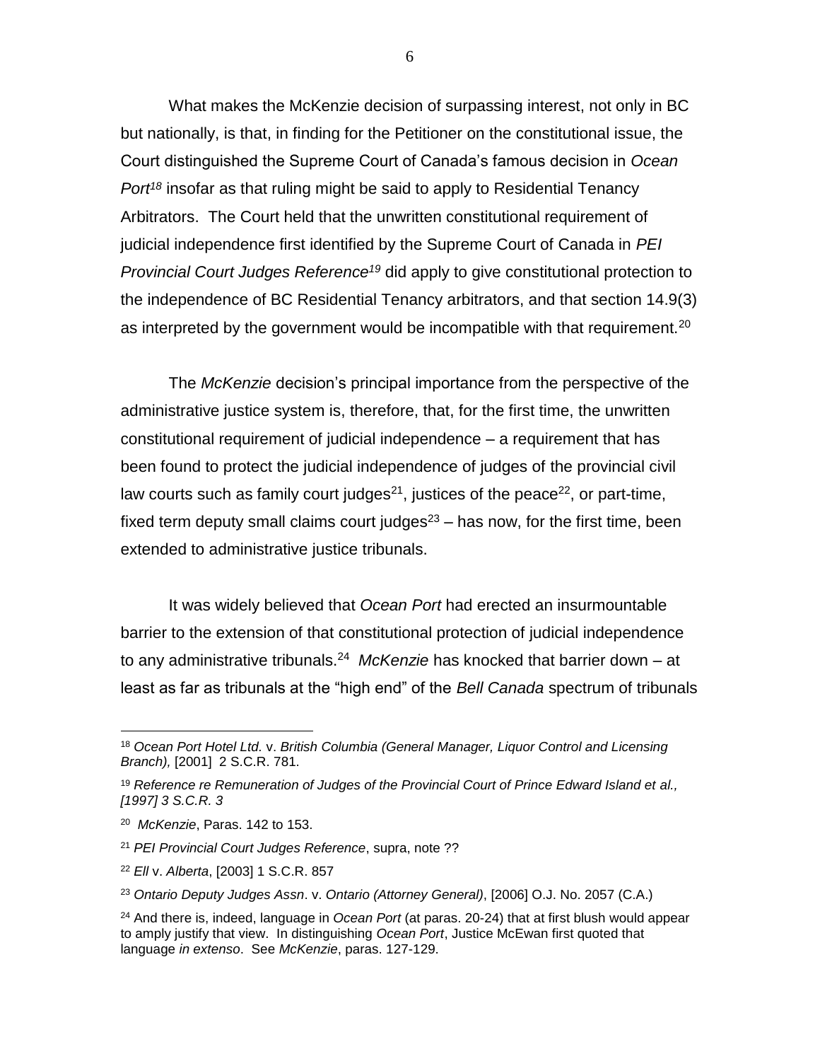What makes the McKenzie decision of surpassing interest, not only in BC but nationally, is that, in finding for the Petitioner on the constitutional issue, the Court distinguished the Supreme Court of Canada's famous decision in *Ocean Port*[18] insofar as that ruling might be said to apply to Residential Tenancy Arbitrators. The Court held that the unwritten constitutional requirement of judicial independence first identified by the Supreme Court of Canada in *PEI Provincial Court Judges Reference*[19] did apply to give constitutional protection to the independence of BC Residential Tenancy arbitrators, and that section 14.9(3) as interpreted by the government would be incompatible with that requirement.[20]

The *McKenzie* decision's principal importance from the perspective of the administrative justice system is, therefore, that, for the first time, the unwritten constitutional requirement of judicial independence – a requirement that has been found to protect the judicial independence of judges of the provincial civil law courts such as family court judges[21], justices of the peace[22], or part-time, fixed term deputy small claims court judges[23] – has now, for the first time, been extended to administrative justice tribunals.

It was widely believed that *Ocean Port* had erected an insurmountable barrier to the extension of that constitutional protection of judicial independence to any administrative tribunals.[24] *McKenzie* has knocked that barrier down – at least as far as tribunals at the "high end" of the *Bell Canada* spectrum of tribunals

---

[18] *Ocean Port Hotel Ltd.* v. *British Columbia (General Manager, Liquor Control and Licensing Branch),* [2001] 2 S.C.R. 781.

[19] *Reference re Remuneration of Judges of the Provincial Court of Prince Edward Island et al., [1997] 3 S.C.R. 3*

[20] *McKenzie*, Paras. 142 to 153.

[21] *PEI Provincial Court Judges Reference*, supra, note ??

[22] *Ell* v. *Alberta*, [2003] 1 S.C.R. 857

[23] *Ontario Deputy Judges Assn*. v. *Ontario (Attorney General)*, [2006] O.J. No. 2057 (C.A.)

[24] And there is, indeed, language in *Ocean Port* (at paras. 20-24) that at first blush would appear to amply justify that view. In distinguishing *Ocean Port*, Justice McEwan first quoted that language *in extenso*. See *McKenzie*, paras. 127-129.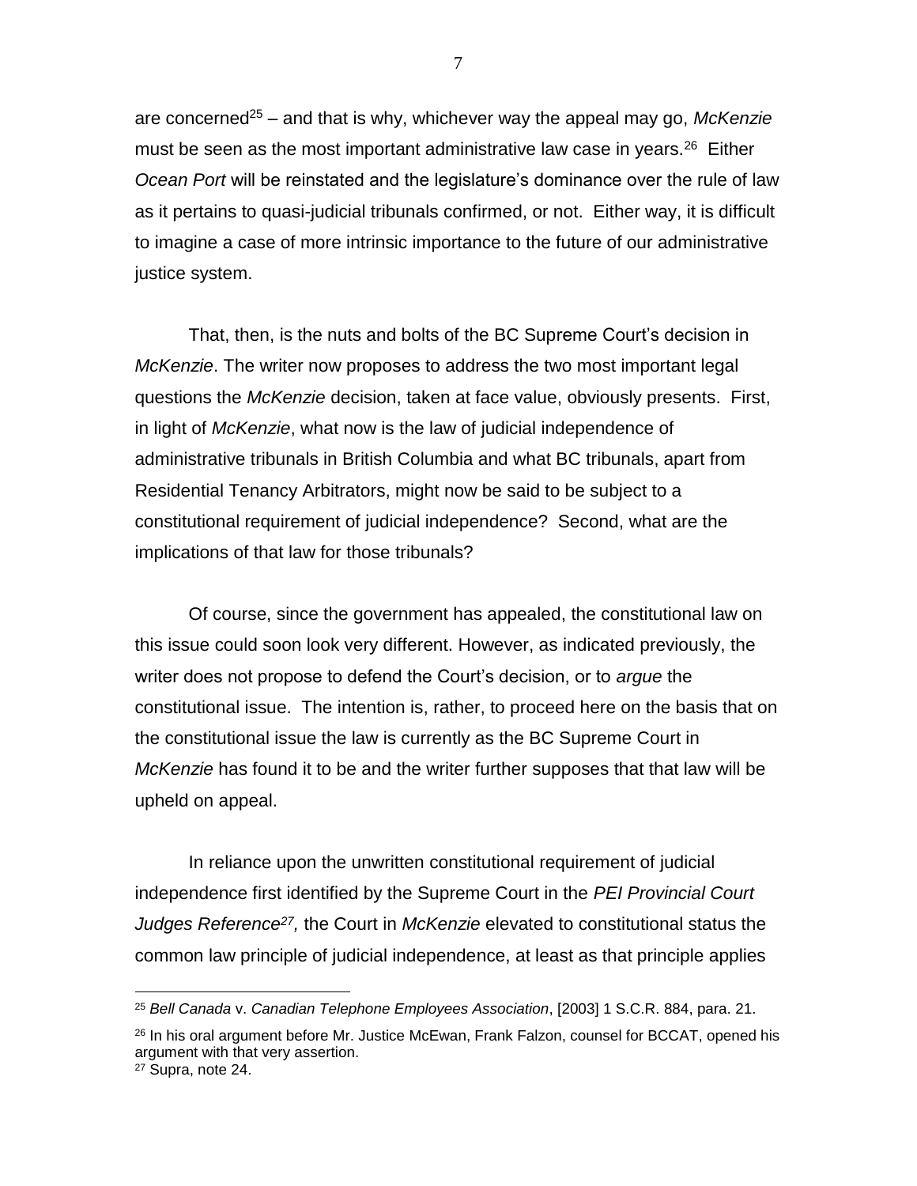are concerned[25] – and that is why, whichever way the appeal may go, *McKenzie* must be seen as the most important administrative law case in years.[26] Either *Ocean Port* will be reinstated and the legislature's dominance over the rule of law as it pertains to quasi-judicial tribunals confirmed, or not. Either way, it is difficult to imagine a case of more intrinsic importance to the future of our administrative justice system.

That, then, is the nuts and bolts of the BC Supreme Court's decision in *McKenzie*. The writer now proposes to address the two most important legal questions the *McKenzie* decision, taken at face value, obviously presents. First, in light of *McKenzie*, what now is the law of judicial independence of administrative tribunals in British Columbia and what BC tribunals, apart from Residential Tenancy Arbitrators, might now be said to be subject to a constitutional requirement of judicial independence? Second, what are the implications of that law for those tribunals?

Of course, since the government has appealed, the constitutional law on this issue could soon look very different. However, as indicated previously, the writer does not propose to defend the Court's decision, or to *argue* the constitutional issue. The intention is, rather, to proceed here on the basis that on the constitutional issue the law is currently as the BC Supreme Court in *McKenzie* has found it to be and the writer further supposes that that law will be upheld on appeal.

In reliance upon the unwritten constitutional requirement of judicial independence first identified by the Supreme Court in the *PEI Provincial Court Judges Reference*[27], the Court in *McKenzie* elevated to constitutional status the common law principle of judicial independence, at least as that principle applies

---

[25] *Bell Canada* v. *Canadian Telephone Employees Association*, [2003] 1 S.C.R. 884, para. 21.

[26] In his oral argument before Mr. Justice McEwan, Frank Falzon, counsel for BCCAT, opened his argument with that very assertion.

[27] Supra, note 24.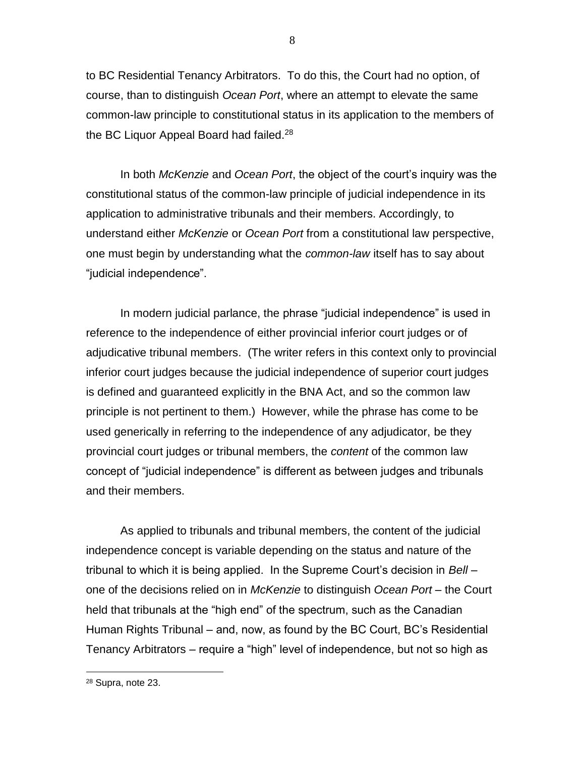to BC Residential Tenancy Arbitrators. To do this, the Court had no option, of course, than to distinguish *Ocean Port*, where an attempt to elevate the same common-law principle to constitutional status in its application to the members of the BC Liquor Appeal Board had failed.[28]

In both *McKenzie* and *Ocean Port*, the object of the court's inquiry was the constitutional status of the common-law principle of judicial independence in its application to administrative tribunals and their members. Accordingly, to understand either *McKenzie* or *Ocean Port* from a constitutional law perspective, one must begin by understanding what the *common-law* itself has to say about "judicial independence".

In modern judicial parlance, the phrase "judicial independence" is used in reference to the independence of either provincial inferior court judges or of adjudicative tribunal members. (The writer refers in this context only to provincial inferior court judges because the judicial independence of superior court judges is defined and guaranteed explicitly in the BNA Act, and so the common law principle is not pertinent to them.) However, while the phrase has come to be used generically in referring to the independence of any adjudicator, be they provincial court judges or tribunal members, the *content* of the common law concept of "judicial independence" is different as between judges and tribunals and their members.

As applied to tribunals and tribunal members, the content of the judicial independence concept is variable depending on the status and nature of the tribunal to which it is being applied. In the Supreme Court's decision in *Bell* – one of the decisions relied on in *McKenzie* to distinguish *Ocean Port* – the Court held that tribunals at the "high end" of the spectrum, such as the Canadian Human Rights Tribunal – and, now, as found by the BC Court, BC's Residential Tenancy Arbitrators – require a "high" level of independence, but not so high as

[28] Supra, note 23.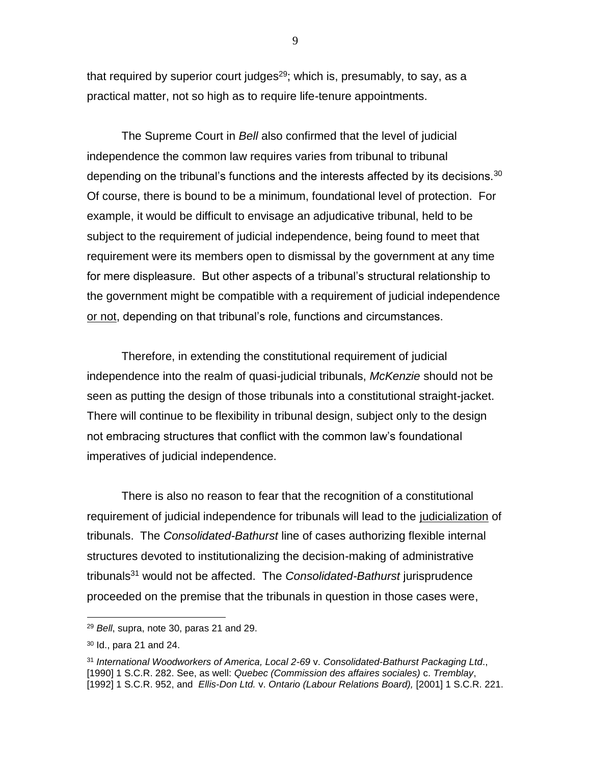that required by superior court judges[29]; which is, presumably, to say, as a practical matter, not so high as to require life-tenure appointments.

The Supreme Court in *Bell* also confirmed that the level of judicial independence the common law requires varies from tribunal to tribunal depending on the tribunal's functions and the interests affected by its decisions.[30] Of course, there is bound to be a minimum, foundational level of protection. For example, it would be difficult to envisage an adjudicative tribunal, held to be subject to the requirement of judicial independence, being found to meet that requirement were its members open to dismissal by the government at any time for mere displeasure. But other aspects of a tribunal's structural relationship to the government might be compatible with a requirement of judicial independence <u>or not</u>, depending on that tribunal's role, functions and circumstances.

Therefore, in extending the constitutional requirement of judicial independence into the realm of quasi-judicial tribunals, *McKenzie* should not be seen as putting the design of those tribunals into a constitutional straight-jacket. There will continue to be flexibility in tribunal design, subject only to the design not embracing structures that conflict with the common law's foundational imperatives of judicial independence.

There is also no reason to fear that the recognition of a constitutional requirement of judicial independence for tribunals will lead to the <u>judicialization</u> of tribunals. The *Consolidated-Bathurst* line of cases authorizing flexible internal structures devoted to institutionalizing the decision-making of administrative tribunals[31] would not be affected. The *Consolidated-Bathurst* jurisprudence proceeded on the premise that the tribunals in question in those cases were,

---

[29] *Bell*, supra, note 30, paras 21 and 29.

[30] Id., para 21 and 24.

[31] *International Woodworkers of America, Local 2-69* v. *Consolidated-Bathurst Packaging Ltd*., [1990] 1 S.C.R. 282. See, as well: *Quebec (Commission des affaires sociales)* c. *Tremblay*, [1992] 1 S.C.R. 952, and *Ellis-Don Ltd.* v. *Ontario (Labour Relations Board),* [2001] 1 S.C.R. 221.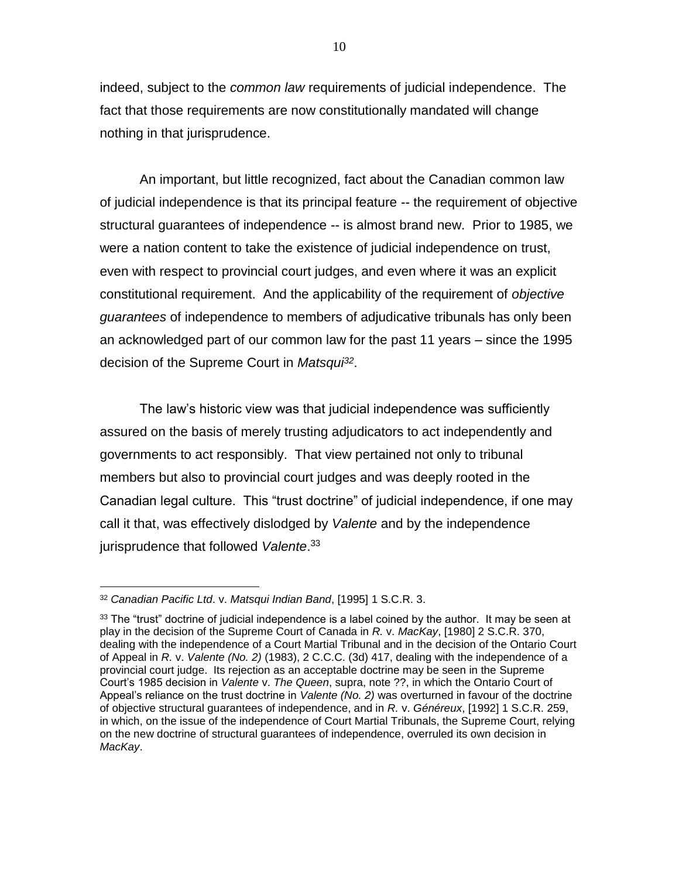indeed, subject to the *common law* requirements of judicial independence. The fact that those requirements are now constitutionally mandated will change nothing in that jurisprudence.

An important, but little recognized, fact about the Canadian common law of judicial independence is that its principal feature -- the requirement of objective structural guarantees of independence -- is almost brand new. Prior to 1985, we were a nation content to take the existence of judicial independence on trust, even with respect to provincial court judges, and even where it was an explicit constitutional requirement. And the applicability of the requirement of *objective guarantees* of independence to members of adjudicative tribunals has only been an acknowledged part of our common law for the past 11 years – since the 1995 decision of the Supreme Court in *Matsqui*[32].

The law's historic view was that judicial independence was sufficiently assured on the basis of merely trusting adjudicators to act independently and governments to act responsibly. That view pertained not only to tribunal members but also to provincial court judges and was deeply rooted in the Canadian legal culture. This "trust doctrine" of judicial independence, if one may call it that, was effectively dislodged by *Valente* and by the independence jurisprudence that followed *Valente*.[33]

---

[32] *Canadian Pacific Ltd*. v. *Matsqui Indian Band*, [1995] 1 S.C.R. 3.

[33] The "trust" doctrine of judicial independence is a label coined by the author. It may be seen at play in the decision of the Supreme Court of Canada in *R.* v. *MacKay*, [1980] 2 S.C.R. 370, dealing with the independence of a Court Martial Tribunal and in the decision of the Ontario Court of Appeal in *R.* v. *Valente (No. 2)* (1983), 2 C.C.C. (3d) 417, dealing with the independence of a provincial court judge. Its rejection as an acceptable doctrine may be seen in the Supreme Court's 1985 decision in *Valente* v. *The Queen*, supra, note ??, in which the Ontario Court of Appeal's reliance on the trust doctrine in *Valente (No. 2)* was overturned in favour of the doctrine of objective structural guarantees of independence, and in *R.* v. *Généreux*, [1992] 1 S.C.R. 259, in which, on the issue of the independence of Court Martial Tribunals, the Supreme Court, relying on the new doctrine of structural guarantees of independence, overruled its own decision in *MacKay*.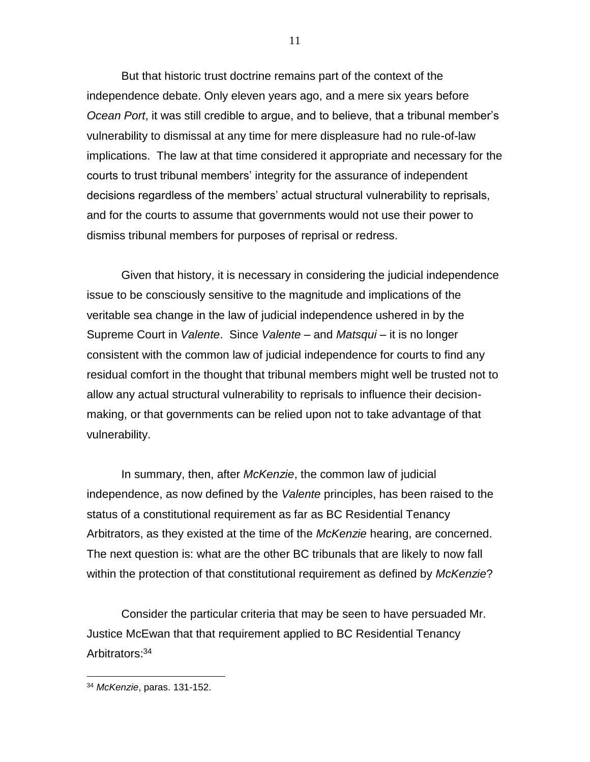But that historic trust doctrine remains part of the context of the independence debate. Only eleven years ago, and a mere six years before *Ocean Port*, it was still credible to argue, and to believe, that a tribunal member's vulnerability to dismissal at any time for mere displeasure had no rule-of-law implications. The law at that time considered it appropriate and necessary for the courts to trust tribunal members' integrity for the assurance of independent decisions regardless of the members' actual structural vulnerability to reprisals, and for the courts to assume that governments would not use their power to dismiss tribunal members for purposes of reprisal or redress.

Given that history, it is necessary in considering the judicial independence issue to be consciously sensitive to the magnitude and implications of the veritable sea change in the law of judicial independence ushered in by the Supreme Court in *Valente*. Since *Valente* – and *Matsqui* – it is no longer consistent with the common law of judicial independence for courts to find any residual comfort in the thought that tribunal members might well be trusted not to allow any actual structural vulnerability to reprisals to influence their decision-making, or that governments can be relied upon not to take advantage of that vulnerability.

In summary, then, after *McKenzie*, the common law of judicial independence, as now defined by the *Valente* principles, has been raised to the status of a constitutional requirement as far as BC Residential Tenancy Arbitrators, as they existed at the time of the *McKenzie* hearing, are concerned. The next question is: what are the other BC tribunals that are likely to now fall within the protection of that constitutional requirement as defined by *McKenzie*?

Consider the particular criteria that may be seen to have persuaded Mr. Justice McEwan that that requirement applied to BC Residential Tenancy Arbitrators:[34]

[34] *McKenzie*, paras. 131-152.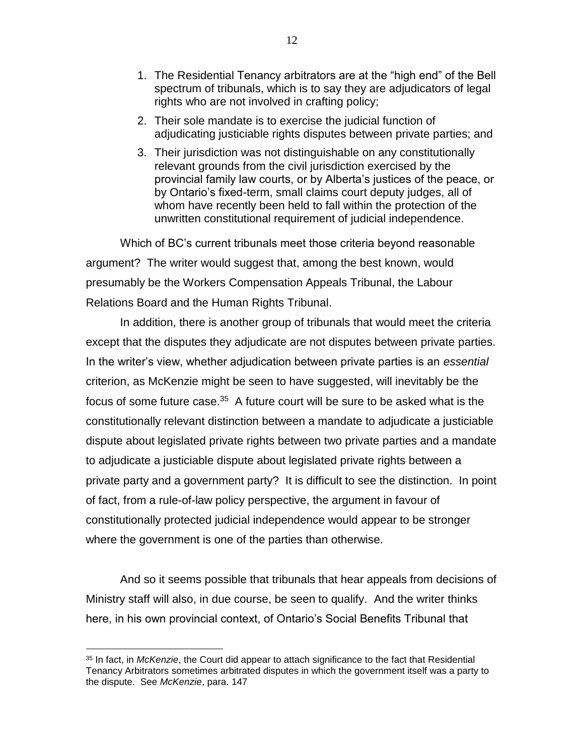1. The Residential Tenancy arbitrators are at the "high end" of the Bell spectrum of tribunals, which is to say they are adjudicators of legal rights who are not involved in crafting policy;
2. Their sole mandate is to exercise the judicial function of adjudicating justiciable rights disputes between private parties; and
3. Their jurisdiction was not distinguishable on any constitutionally relevant grounds from the civil jurisdiction exercised by the provincial family law courts, or by Alberta's justices of the peace, or by Ontario's fixed-term, small claims court deputy judges, all of whom have recently been held to fall within the protection of the unwritten constitutional requirement of judicial independence.

Which of BC's current tribunals meet those criteria beyond reasonable argument? The writer would suggest that, among the best known, would presumably be the Workers Compensation Appeals Tribunal, the Labour Relations Board and the Human Rights Tribunal.

In addition, there is another group of tribunals that would meet the criteria except that the disputes they adjudicate are not disputes between private parties. In the writer's view, whether adjudication between private parties is an *essential* criterion, as McKenzie might be seen to have suggested, will inevitably be the focus of some future case.[35] A future court will be sure to be asked what is the constitutionally relevant distinction between a mandate to adjudicate a justiciable dispute about legislated private rights between two private parties and a mandate to adjudicate a justiciable dispute about legislated private rights between a private party and a government party? It is difficult to see the distinction. In point of fact, from a rule-of-law policy perspective, the argument in favour of constitutionally protected judicial independence would appear to be stronger where the government is one of the parties than otherwise.

And so it seems possible that tribunals that hear appeals from decisions of Ministry staff will also, in due course, be seen to qualify. And the writer thinks here, in his own provincial context, of Ontario's Social Benefits Tribunal that

---

[35] In fact, in *McKenzie*, the Court did appear to attach significance to the fact that Residential Tenancy Arbitrators sometimes arbitrated disputes in which the government itself was a party to the dispute. See *McKenzie*, para. 147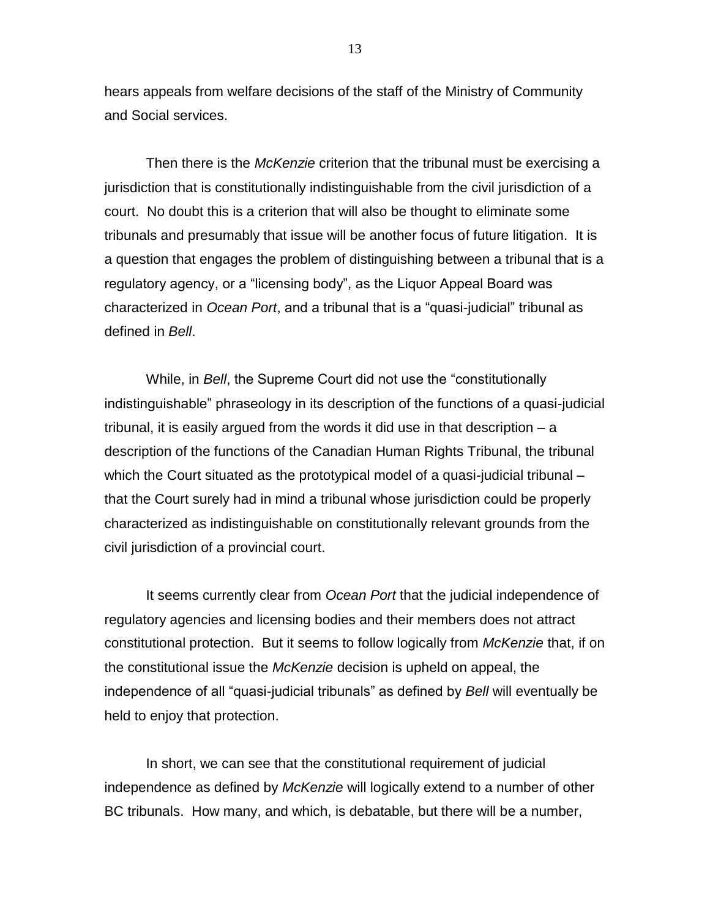hears appeals from welfare decisions of the staff of the Ministry of Community and Social services.

Then there is the *McKenzie* criterion that the tribunal must be exercising a jurisdiction that is constitutionally indistinguishable from the civil jurisdiction of a court. No doubt this is a criterion that will also be thought to eliminate some tribunals and presumably that issue will be another focus of future litigation. It is a question that engages the problem of distinguishing between a tribunal that is a regulatory agency, or a "licensing body", as the Liquor Appeal Board was characterized in *Ocean Port*, and a tribunal that is a "quasi-judicial" tribunal as defined in *Bell*.

While, in *Bell*, the Supreme Court did not use the "constitutionally indistinguishable" phraseology in its description of the functions of a quasi-judicial tribunal, it is easily argued from the words it did use in that description – a description of the functions of the Canadian Human Rights Tribunal, the tribunal which the Court situated as the prototypical model of a quasi-judicial tribunal – that the Court surely had in mind a tribunal whose jurisdiction could be properly characterized as indistinguishable on constitutionally relevant grounds from the civil jurisdiction of a provincial court.

It seems currently clear from *Ocean Port* that the judicial independence of regulatory agencies and licensing bodies and their members does not attract constitutional protection. But it seems to follow logically from *McKenzie* that, if on the constitutional issue the *McKenzie* decision is upheld on appeal, the independence of all "quasi-judicial tribunals" as defined by *Bell* will eventually be held to enjoy that protection.

In short, we can see that the constitutional requirement of judicial independence as defined by *McKenzie* will logically extend to a number of other BC tribunals. How many, and which, is debatable, but there will be a number,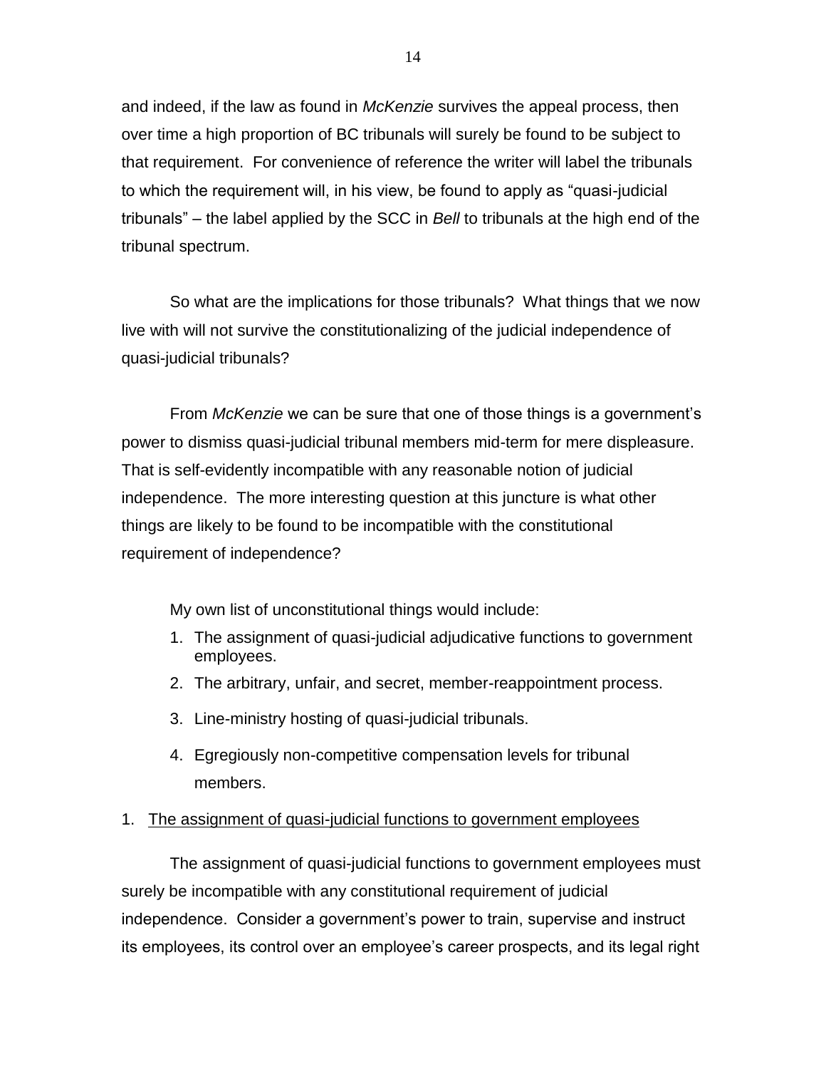and indeed, if the law as found in *McKenzie* survives the appeal process, then over time a high proportion of BC tribunals will surely be found to be subject to that requirement. For convenience of reference the writer will label the tribunals to which the requirement will, in his view, be found to apply as "quasi-judicial tribunals" – the label applied by the SCC in *Bell* to tribunals at the high end of the tribunal spectrum.

So what are the implications for those tribunals? What things that we now live with will not survive the constitutionalizing of the judicial independence of quasi-judicial tribunals?

From *McKenzie* we can be sure that one of those things is a government's power to dismiss quasi-judicial tribunal members mid-term for mere displeasure. That is self-evidently incompatible with any reasonable notion of judicial independence. The more interesting question at this juncture is what other things are likely to be found to be incompatible with the constitutional requirement of independence?

My own list of unconstitutional things would include:

1. The assignment of quasi-judicial adjudicative functions to government employees.
2. The arbitrary, unfair, and secret, member-reappointment process.
3. Line-ministry hosting of quasi-judicial tribunals.
4. Egregiously non-competitive compensation levels for tribunal members.

1. <u>The assignment of quasi-judicial functions to government employees</u>

The assignment of quasi-judicial functions to government employees must surely be incompatible with any constitutional requirement of judicial independence. Consider a government's power to train, supervise and instruct its employees, its control over an employee's career prospects, and its legal right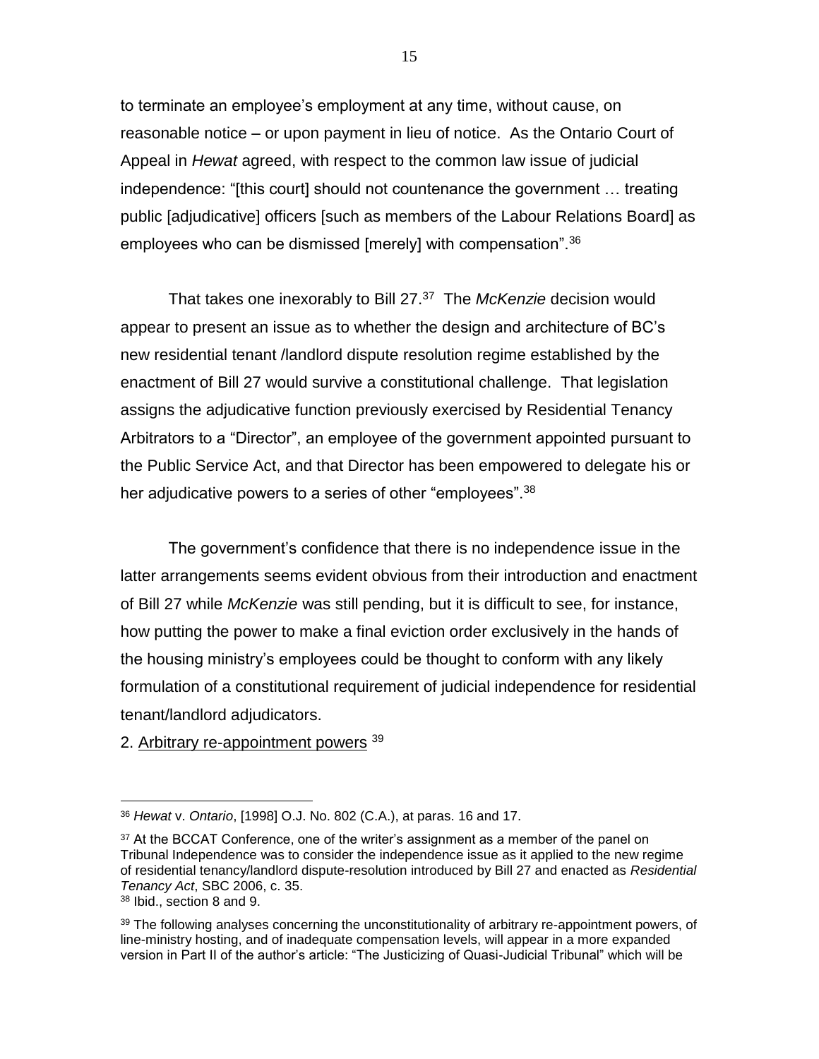to terminate an employee's employment at any time, without cause, on reasonable notice – or upon payment in lieu of notice. As the Ontario Court of Appeal in *Hewat* agreed, with respect to the common law issue of judicial independence: "[this court] should not countenance the government … treating public [adjudicative] officers [such as members of the Labour Relations Board] as employees who can be dismissed [merely] with compensation".[36]

That takes one inexorably to Bill 27.[37] The *McKenzie* decision would appear to present an issue as to whether the design and architecture of BC's new residential tenant /landlord dispute resolution regime established by the enactment of Bill 27 would survive a constitutional challenge. That legislation assigns the adjudicative function previously exercised by Residential Tenancy Arbitrators to a "Director", an employee of the government appointed pursuant to the Public Service Act, and that Director has been empowered to delegate his or her adjudicative powers to a series of other "employees".[38]

The government's confidence that there is no independence issue in the latter arrangements seems evident obvious from their introduction and enactment of Bill 27 while *McKenzie* was still pending, but it is difficult to see, for instance, how putting the power to make a final eviction order exclusively in the hands of the housing ministry's employees could be thought to conform with any likely formulation of a constitutional requirement of judicial independence for residential tenant/landlord adjudicators.

2. <u>Arbitrary re-appointment powers</u> [39]

---

[36] *Hewat* v. *Ontario*, [1998] O.J. No. 802 (C.A.), at paras. 16 and 17.

[37] At the BCCAT Conference, one of the writer's assignment as a member of the panel on Tribunal Independence was to consider the independence issue as it applied to the new regime of residential tenancy/landlord dispute-resolution introduced by Bill 27 and enacted as *Residential Tenancy Act*, SBC 2006, c. 35.

[38] Ibid., section 8 and 9.

[39] The following analyses concerning the unconstitutionality of arbitrary re-appointment powers, of line-ministry hosting, and of inadequate compensation levels, will appear in a more expanded version in Part II of the author's article: "The Justicizing of Quasi-Judicial Tribunal" which will be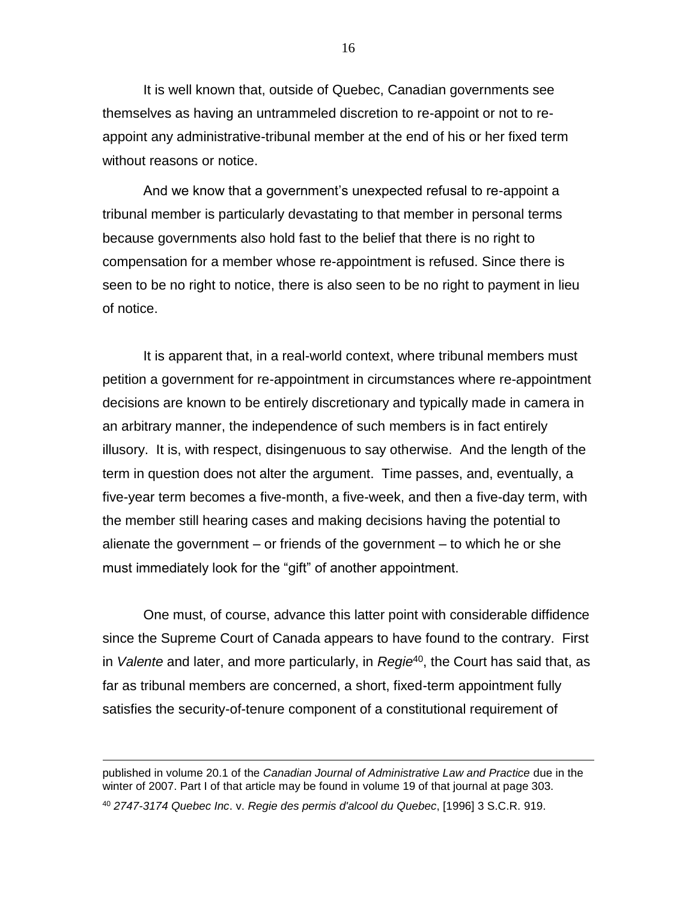It is well known that, outside of Quebec, Canadian governments see themselves as having an untrammeled discretion to re-appoint or not to re-appoint any administrative-tribunal member at the end of his or her fixed term without reasons or notice.

And we know that a government's unexpected refusal to re-appoint a tribunal member is particularly devastating to that member in personal terms because governments also hold fast to the belief that there is no right to compensation for a member whose re-appointment is refused. Since there is seen to be no right to notice, there is also seen to be no right to payment in lieu of notice.

It is apparent that, in a real-world context, where tribunal members must petition a government for re-appointment in circumstances where re-appointment decisions are known to be entirely discretionary and typically made in camera in an arbitrary manner, the independence of such members is in fact entirely illusory. It is, with respect, disingenuous to say otherwise. And the length of the term in question does not alter the argument. Time passes, and, eventually, a five-year term becomes a five-month, a five-week, and then a five-day term, with the member still hearing cases and making decisions having the potential to alienate the government – or friends of the government – to which he or she must immediately look for the "gift" of another appointment.

One must, of course, advance this latter point with considerable diffidence since the Supreme Court of Canada appears to have found to the contrary. First in *Valente* and later, and more particularly, in *Regie*[40], the Court has said that, as far as tribunal members are concerned, a short, fixed-term appointment fully satisfies the security-of-tenure component of a constitutional requirement of

---

published in volume 20.1 of the *Canadian Journal of Administrative Law and Practice* due in the winter of 2007. Part I of that article may be found in volume 19 of that journal at page 303.

[40] *2747-3174 Quebec Inc*. v. *Regie des permis d'alcool du Quebec*, [1996] 3 S.C.R. 919.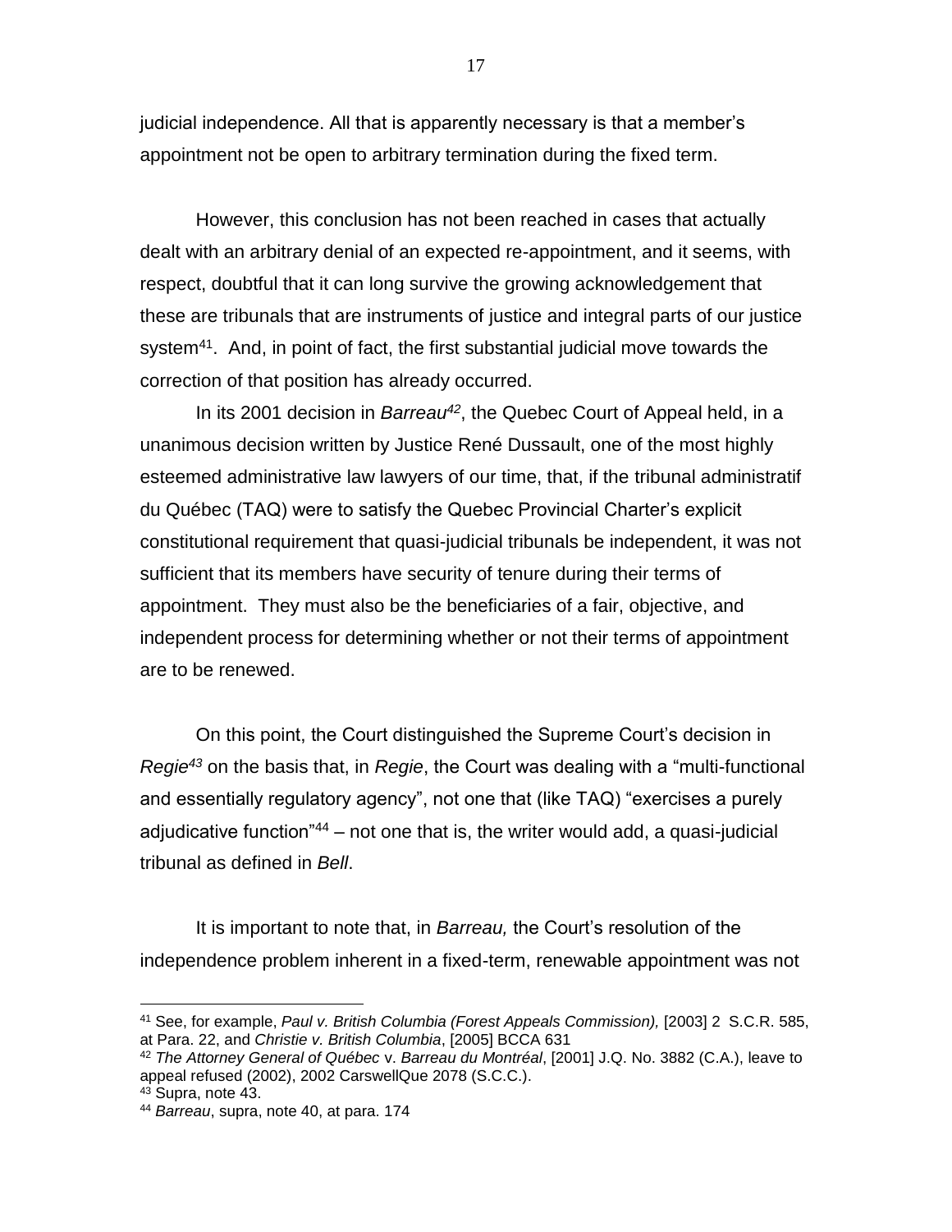judicial independence. All that is apparently necessary is that a member's appointment not be open to arbitrary termination during the fixed term.

However, this conclusion has not been reached in cases that actually dealt with an arbitrary denial of an expected re-appointment, and it seems, with respect, doubtful that it can long survive the growing acknowledgement that these are tribunals that are instruments of justice and integral parts of our justice system[41]. And, in point of fact, the first substantial judicial move towards the correction of that position has already occurred.

In its 2001 decision in *Barreau*[42], the Quebec Court of Appeal held, in a unanimous decision written by Justice René Dussault, one of the most highly esteemed administrative law lawyers of our time, that, if the tribunal administratif du Québec (TAQ) were to satisfy the Quebec Provincial Charter's explicit constitutional requirement that quasi-judicial tribunals be independent, it was not sufficient that its members have security of tenure during their terms of appointment. They must also be the beneficiaries of a fair, objective, and independent process for determining whether or not their terms of appointment are to be renewed.

On this point, the Court distinguished the Supreme Court's decision in *Regie*[43] on the basis that, in *Regie*, the Court was dealing with a "multi-functional and essentially regulatory agency", not one that (like TAQ) "exercises a purely adjudicative function"[44] – not one that is, the writer would add, a quasi-judicial tribunal as defined in *Bell*.

It is important to note that, in *Barreau,* the Court's resolution of the independence problem inherent in a fixed-term, renewable appointment was not

---

[41] See, for example, *Paul v. British Columbia (Forest Appeals Commission),* [2003] 2 S.C.R. 585, at Para. 22, and *Christie v. British Columbia*, [2005] BCCA 631

[42] *The Attorney General of Québec* v. *Barreau du Montréal*, [2001] J.Q. No. 3882 (C.A.), leave to appeal refused (2002), 2002 CarswellQue 2078 (S.C.C.).

[43] Supra, note 43.

[44] *Barreau*, supra, note 40, at para. 174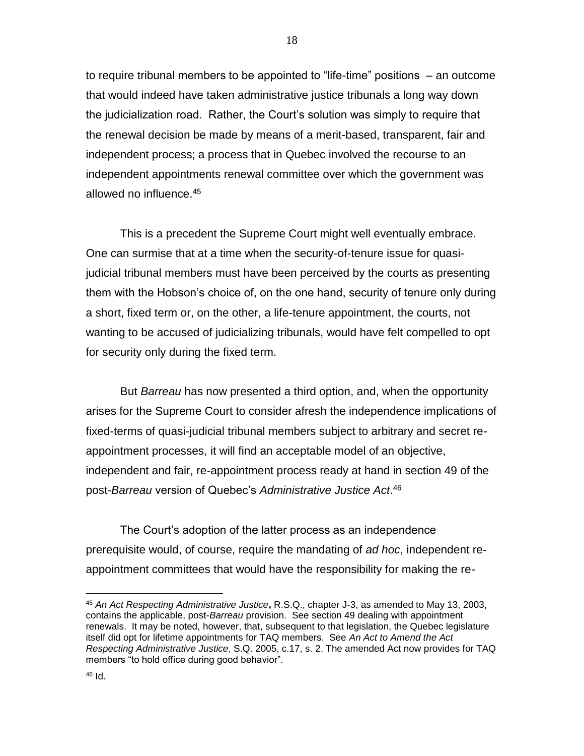to require tribunal members to be appointed to "life-time" positions – an outcome that would indeed have taken administrative justice tribunals a long way down the judicialization road. Rather, the Court's solution was simply to require that the renewal decision be made by means of a merit-based, transparent, fair and independent process; a process that in Quebec involved the recourse to an independent appointments renewal committee over which the government was allowed no influence.[45]

This is a precedent the Supreme Court might well eventually embrace. One can surmise that at a time when the security-of-tenure issue for quasi-judicial tribunal members must have been perceived by the courts as presenting them with the Hobson's choice of, on the one hand, security of tenure only during a short, fixed term or, on the other, a life-tenure appointment, the courts, not wanting to be accused of judicializing tribunals, would have felt compelled to opt for security only during the fixed term.

But *Barreau* has now presented a third option, and, when the opportunity arises for the Supreme Court to consider afresh the independence implications of fixed-terms of quasi-judicial tribunal members subject to arbitrary and secret re-appointment processes, it will find an acceptable model of an objective, independent and fair, re-appointment process ready at hand in section 49 of the post-*Barreau* version of Quebec's *Administrative Justice Act*.[46]

The Court's adoption of the latter process as an independence prerequisite would, of course, require the mandating of *ad hoc*, independent re-appointment committees that would have the responsibility for making the re-

---

[45] *An Act Respecting Administrative Justice*, R.S.Q., chapter J-3, as amended to May 13, 2003, contains the applicable, post-*Barreau* provision. See section 49 dealing with appointment renewals. It may be noted, however, that, subsequent to that legislation, the Quebec legislature itself did opt for lifetime appointments for TAQ members. See *An Act to Amend the Act Respecting Administrative Justice*, S.Q. 2005, c.17, s. 2. The amended Act now provides for TAQ members "to hold office during good behavior".

[46] Id.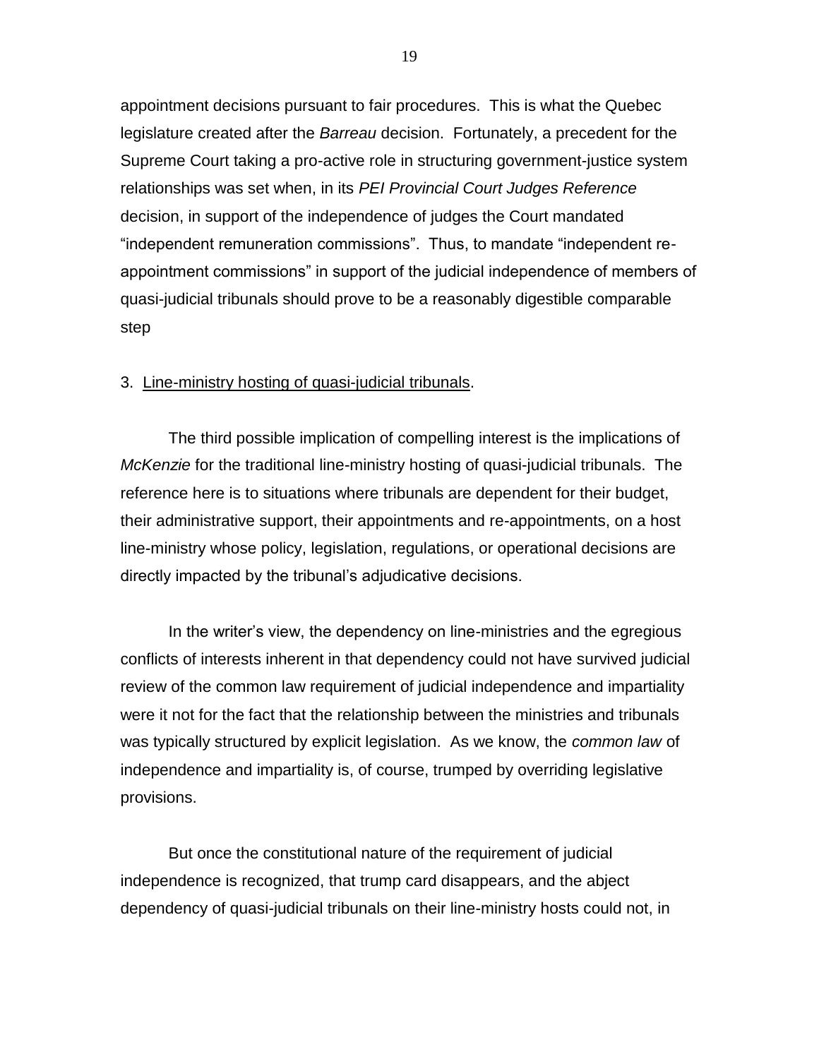appointment decisions pursuant to fair procedures. This is what the Quebec legislature created after the *Barreau* decision. Fortunately, a precedent for the Supreme Court taking a pro-active role in structuring government-justice system relationships was set when, in its *PEI Provincial Court Judges Reference* decision, in support of the independence of judges the Court mandated "independent remuneration commissions". Thus, to mandate "independent re-appointment commissions" in support of the judicial independence of members of quasi-judicial tribunals should prove to be a reasonably digestible comparable step

3. <u>Line-ministry hosting of quasi-judicial tribunals</u>.

The third possible implication of compelling interest is the implications of *McKenzie* for the traditional line-ministry hosting of quasi-judicial tribunals. The reference here is to situations where tribunals are dependent for their budget, their administrative support, their appointments and re-appointments, on a host line-ministry whose policy, legislation, regulations, or operational decisions are directly impacted by the tribunal's adjudicative decisions.

In the writer's view, the dependency on line-ministries and the egregious conflicts of interests inherent in that dependency could not have survived judicial review of the common law requirement of judicial independence and impartiality were it not for the fact that the relationship between the ministries and tribunals was typically structured by explicit legislation. As we know, the *common law* of independence and impartiality is, of course, trumped by overriding legislative provisions.

But once the constitutional nature of the requirement of judicial independence is recognized, that trump card disappears, and the abject dependency of quasi-judicial tribunals on their line-ministry hosts could not, in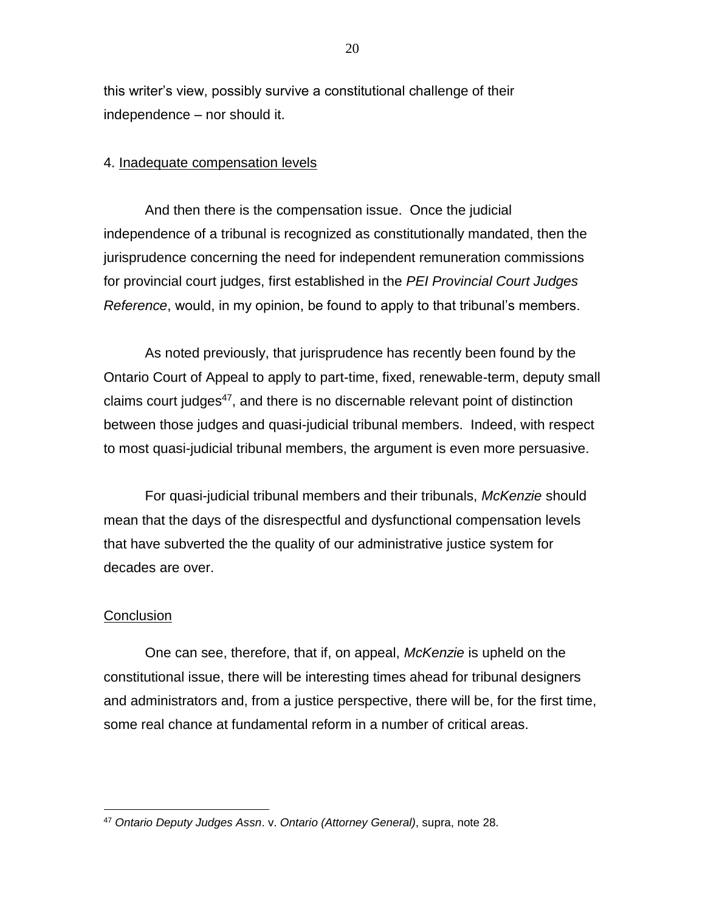this writer's view, possibly survive a constitutional challenge of their independence – nor should it.

4. Inadequate compensation levels

And then there is the compensation issue. Once the judicial independence of a tribunal is recognized as constitutionally mandated, then the jurisprudence concerning the need for independent remuneration commissions for provincial court judges, first established in the *PEI Provincial Court Judges Reference*, would, in my opinion, be found to apply to that tribunal's members.

As noted previously, that jurisprudence has recently been found by the Ontario Court of Appeal to apply to part-time, fixed, renewable-term, deputy small claims court judges[47], and there is no discernable relevant point of distinction between those judges and quasi-judicial tribunal members. Indeed, with respect to most quasi-judicial tribunal members, the argument is even more persuasive.

For quasi-judicial tribunal members and their tribunals, *McKenzie* should mean that the days of the disrespectful and dysfunctional compensation levels that have subverted the the quality of our administrative justice system for decades are over.

## Conclusion

One can see, therefore, that if, on appeal, *McKenzie* is upheld on the constitutional issue, there will be interesting times ahead for tribunal designers and administrators and, from a justice perspective, there will be, for the first time, some real chance at fundamental reform in a number of critical areas.

---

[47] *Ontario Deputy Judges Assn*. v. *Ontario (Attorney General)*, supra, note 28.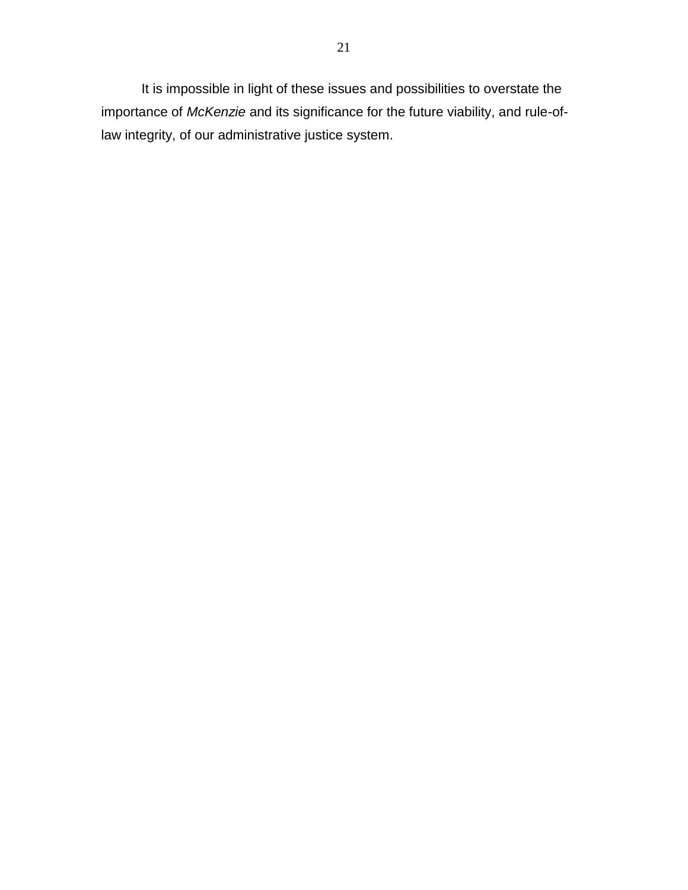It is impossible in light of these issues and possibilities to overstate the importance of *McKenzie* and its significance for the future viability, and rule-of-law integrity, of our administrative justice system.